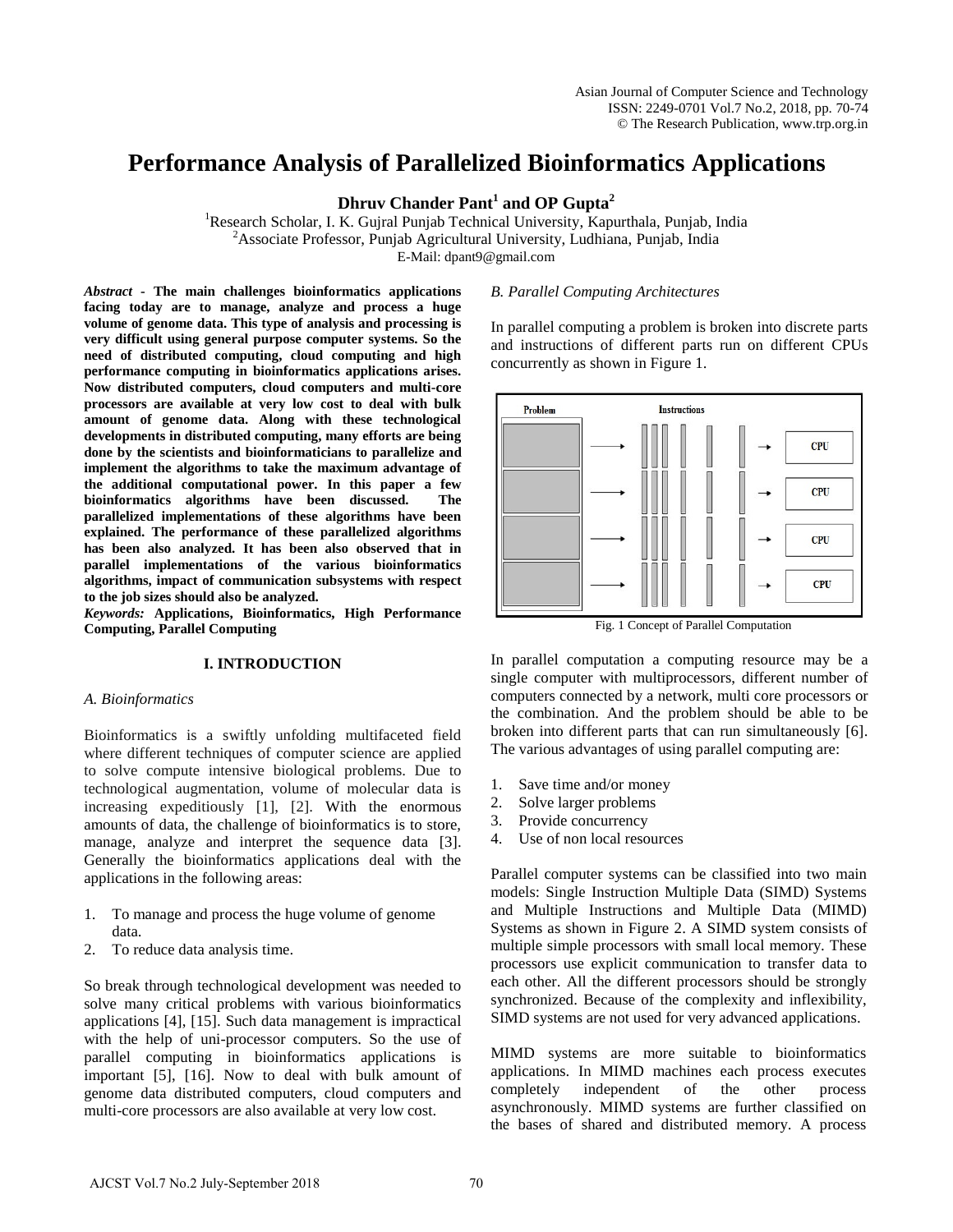# Performance Analysis of Parallelized Bioinformatics Applications

**Dhruv Chander Pant[1] and OP Gupta[2]**

[1]Research Scholar, I. K. Gujral Punjab Technical University, Kapurthala, Punjab, India
[2]Associate Professor, Punjab Agricultural University, Ludhiana, Punjab, India
E-Mail: dpant9@gmail.com

***Abstract*** **- The main challenges bioinformatics applications facing today are to manage, analyze and process a huge volume of genome data. This type of analysis and processing is very difficult using general purpose computer systems. So the need of distributed computing, cloud computing and high performance computing in bioinformatics applications arises. Now distributed computers, cloud computers and multi-core processors are available at very low cost to deal with bulk amount of genome data. Along with these technological developments in distributed computing, many efforts are being done by the scientists and bioinformaticians to parallelize and implement the algorithms to take the maximum advantage of the additional computational power. In this paper a few bioinformatics algorithms have been discussed. The parallelized implementations of these algorithms have been explained. The performance of these parallelized algorithms has been also analyzed. It has been also observed that in parallel implementations of the various bioinformatics algorithms, impact of communication subsystems with respect to the job sizes should also be analyzed.**

***Keywords:*** **Applications, Bioinformatics, High Performance Computing, Parallel Computing**

## I. INTRODUCTION

### *A. Bioinformatics*

Bioinformatics is a swiftly unfolding multifaceted field where different techniques of computer science are applied to solve compute intensive biological problems. Due to technological augmentation, volume of molecular data is increasing expeditiously [1], [2]. With the enormous amounts of data, the challenge of bioinformatics is to store, manage, analyze and interpret the sequence data [3]. Generally the bioinformatics applications deal with the applications in the following areas:

1. To manage and process the huge volume of genome data.
2. To reduce data analysis time.

So break through technological development was needed to solve many critical problems with various bioinformatics applications [4], [15]. Such data management is impractical with the help of uni-processor computers. So the use of parallel computing in bioinformatics applications is important [5], [16]. Now to deal with bulk amount of genome data distributed computers, cloud computers and multi-core processors are also available at very low cost.

### *B. Parallel Computing Architectures*

In parallel computing a problem is broken into discrete parts and instructions of different parts run on different CPUs concurrently as shown in Figure 1.

Fig. 1 Concept of Parallel Computation

In parallel computation a computing resource may be a single computer with multiprocessors, different number of computers connected by a network, multi core processors or the combination. And the problem should be able to be broken into different parts that can run simultaneously [6]. The various advantages of using parallel computing are:

1. Save time and/or money
2. Solve larger problems
3. Provide concurrency
4. Use of non local resources

Parallel computer systems can be classified into two main models: Single Instruction Multiple Data (SIMD) Systems and Multiple Instructions and Multiple Data (MIMD) Systems as shown in Figure 2. A SIMD system consists of multiple simple processors with small local memory. These processors use explicit communication to transfer data to each other. All the different processors should be strongly synchronized. Because of the complexity and inflexibility, SIMD systems are not used for very advanced applications.

MIMD systems are more suitable to bioinformatics applications. In MIMD machines each process executes completely independent of the other process asynchronously. MIMD systems are further classified on the bases of shared and distributed memory. A process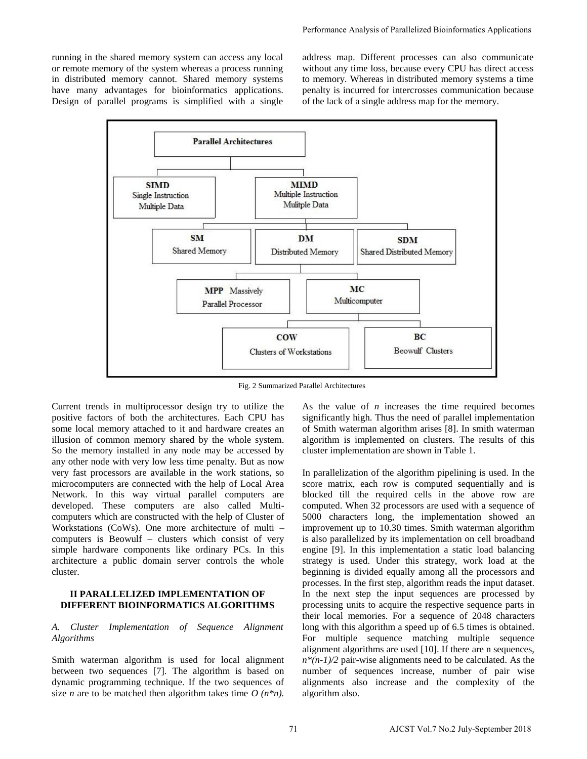running in the shared memory system can access any local or remote memory of the system whereas a process running in distributed memory cannot. Shared memory systems have many advantages for bioinformatics applications. Design of parallel programs is simplified with a single address map. Different processes can also communicate without any time loss, because every CPU has direct access to memory. Whereas in distributed memory systems a time penalty is incurred for intercrosses communication because of the lack of a single address map for the memory.

Fig. 2 Summarized Parallel Architectures

Current trends in multiprocessor design try to utilize the positive factors of both the architectures. Each CPU has some local memory attached to it and hardware creates an illusion of common memory shared by the whole system. So the memory installed in any node may be accessed by any other node with very low less time penalty. But as now very fast processors are available in the work stations, so microcomputers are connected with the help of Local Area Network. In this way virtual parallel computers are developed. These computers are also called Multi-computers which are constructed with the help of Cluster of Workstations (CoWs). One more architecture of multi – computers is Beowulf – clusters which consist of very simple hardware components like ordinary PCs. In this architecture a public domain server controls the whole cluster.

## II PARALLELIZED IMPLEMENTATION OF DIFFERENT BIOINFORMATICS ALGORITHMS

### *A. Cluster Implementation of Sequence Alignment Algorithms*

Smith waterman algorithm is used for local alignment between two sequences [7]. The algorithm is based on dynamic programming technique. If the two sequences of size $n$ are to be matched then algorithm takes time $O(n*n)$. As the value of $n$ increases the time required becomes significantly high. Thus the need of parallel implementation of Smith waterman algorithm arises [8]. In smith waterman algorithm is implemented on clusters. The results of this cluster implementation are shown in Table 1.

In parallelization of the algorithm pipelining is used. In the score matrix, each row is computed sequentially and is blocked till the required cells in the above row are computed. When 32 processors are used with a sequence of 5000 characters long, the implementation showed an improvement up to 10.30 times. Smith waterman algorithm is also parallelized by its implementation on cell broadband engine [9]. In this implementation a static load balancing strategy is used. Under this strategy, work load at the beginning is divided equally among all the processors and processes. In the first step, algorithm reads the input dataset. In the next step the input sequences are processed by processing units to acquire the respective sequence parts in their local memories. For a sequence of 2048 characters long with this algorithm a speed up of 6.5 times is obtained. For multiple sequence matching multiple sequence alignment algorithms are used [10]. If there are n sequences, $n*(n-1)/2$ pair-wise alignments need to be calculated. As the number of sequences increase, number of pair wise alignments also increase and the complexity of the algorithm also.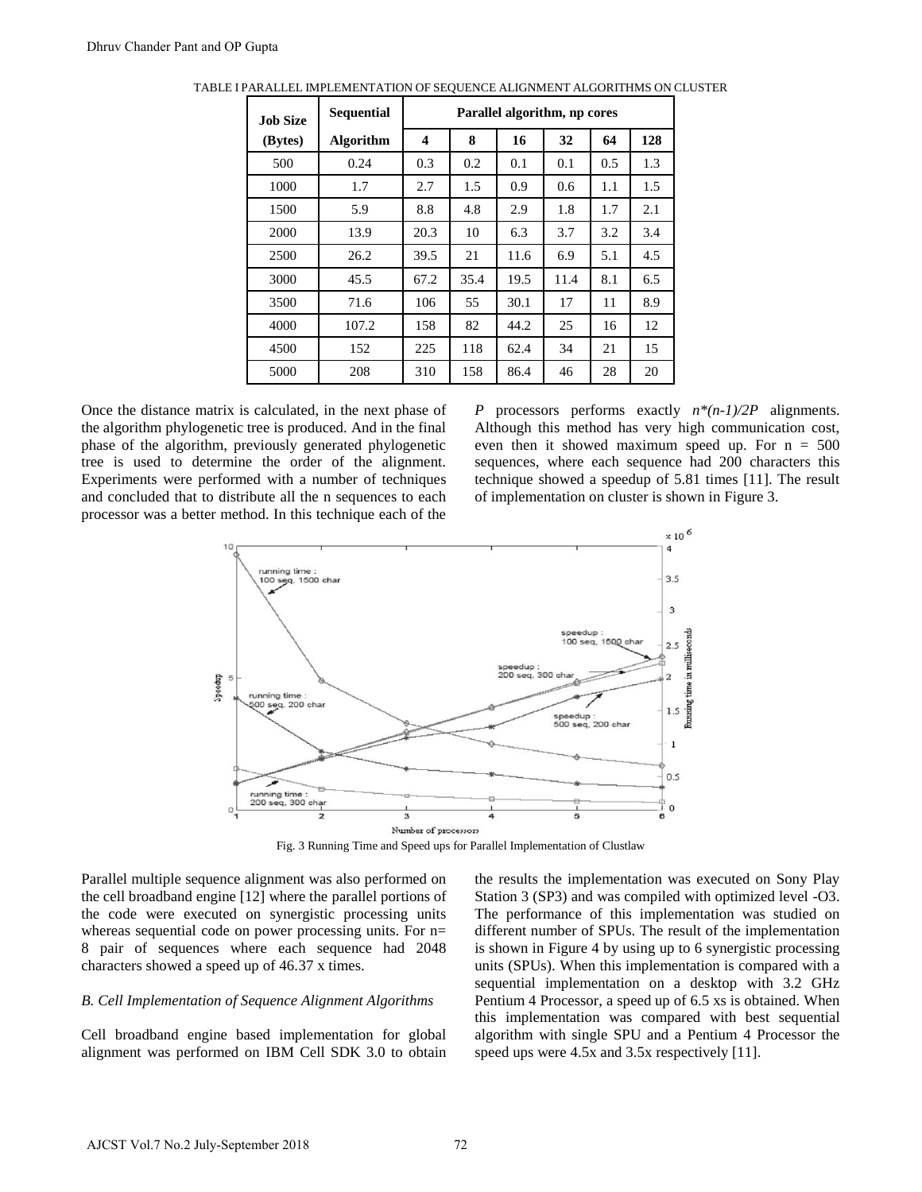TABLE I PARALLEL IMPLEMENTATION OF SEQUENCE ALIGNMENT ALGORITHMS ON CLUSTER

| Job Size (Bytes) | Sequential Algorithm | Parallel algorithm, np cores | | | | | |
|---|---|---|---|---|---|---|---|
| | | 4 | 8 | 16 | 32 | 64 | 128 |
| 500 | 0.24 | 0.3 | 0.2 | 0.1 | 0.1 | 0.5 | 1.3 |
| 1000 | 1.7 | 2.7 | 1.5 | 0.9 | 0.6 | 1.1 | 1.5 |
| 1500 | 5.9 | 8.8 | 4.8 | 2.9 | 1.8 | 1.7 | 2.1 |
| 2000 | 13.9 | 20.3 | 10 | 6.3 | 3.7 | 3.2 | 3.4 |
| 2500 | 26.2 | 39.5 | 21 | 11.6 | 6.9 | 5.1 | 4.5 |
| 3000 | 45.5 | 67.2 | 35.4 | 19.5 | 11.4 | 8.1 | 6.5 |
| 3500 | 71.6 | 106 | 55 | 30.1 | 17 | 11 | 8.9 |
| 4000 | 107.2 | 158 | 82 | 44.2 | 25 | 16 | 12 |
| 4500 | 152 | 225 | 118 | 62.4 | 34 | 21 | 15 |
| 5000 | 208 | 310 | 158 | 86.4 | 46 | 28 | 20 |

Once the distance matrix is calculated, in the next phase of the algorithm phylogenetic tree is produced. And in the final phase of the algorithm, previously generated phylogenetic tree is used to determine the order of the alignment. Experiments were performed with a number of techniques and concluded that to distribute all the n sequences to each processor was a better method. In this technique each of the $P$ processors performs exactly $n*(n-1)/2P$ alignments. Although this method has very high communication cost, even then it showed maximum speed up. For n = 500 sequences, where each sequence had 200 characters this technique showed a speedup of 5.81 times [11]. The result of implementation on cluster is shown in Figure 3.

Fig. 3 Running Time and Speed ups for Parallel Implementation of Clustlaw

Parallel multiple sequence alignment was also performed on the cell broadband engine [12] where the parallel portions of the code were executed on synergistic processing units whereas sequential code on power processing units. For n= 8 pair of sequences where each sequence had 2048 characters showed a speed up of 46.37 x times.

### *B. Cell Implementation of Sequence Alignment Algorithms*

Cell broadband engine based implementation for global alignment was performed on IBM Cell SDK 3.0 to obtain the results the implementation was executed on Sony Play Station 3 (SP3) and was compiled with optimized level -O3. The performance of this implementation was studied on different number of SPUs. The result of the implementation is shown in Figure 4 by using up to 6 synergistic processing units (SPUs). When this implementation is compared with a sequential implementation on a desktop with 3.2 GHz Pentium 4 Processor, a speed up of 6.5 xs is obtained. When this implementation was compared with best sequential algorithm with single SPU and a Pentium 4 Processor the speed ups were 4.5x and 3.5x respectively [11].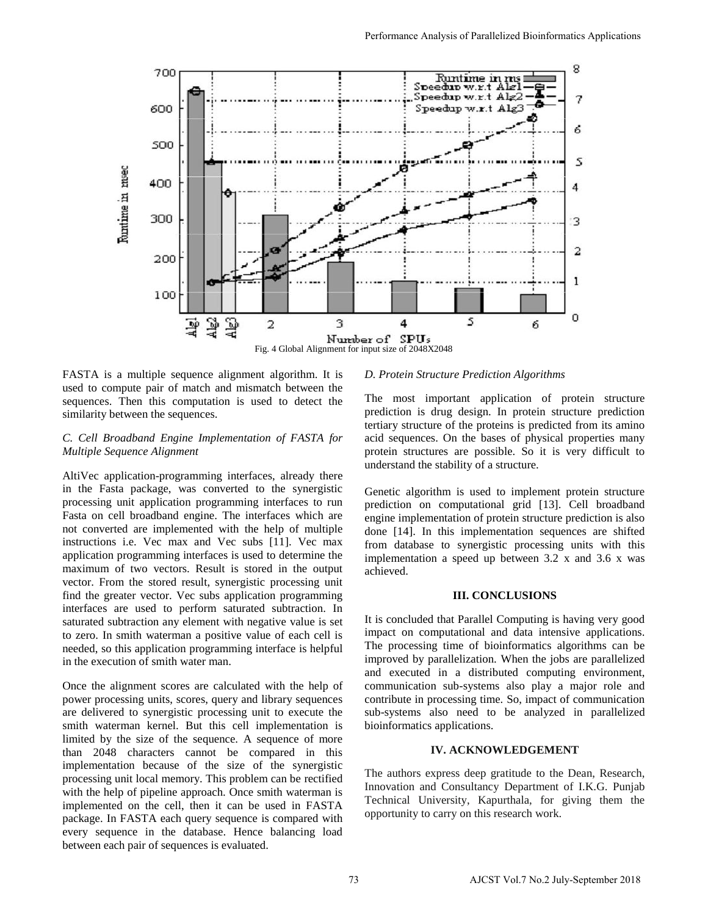Fig. 4 Global Alignment for input size of 2048X2048

FASTA is a multiple sequence alignment algorithm. It is used to compute pair of match and mismatch between the sequences. Then this computation is used to detect the similarity between the sequences.

### *C. Cell Broadband Engine Implementation of FASTA for Multiple Sequence Alignment*

AltiVec application-programming interfaces, already there in the Fasta package, was converted to the synergistic processing unit application programming interfaces to run Fasta on cell broadband engine. The interfaces which are not converted are implemented with the help of multiple instructions i.e. Vec max and Vec subs [11]. Vec max application programming interfaces is used to determine the maximum of two vectors. Result is stored in the output vector. From the stored result, synergistic processing unit find the greater vector. Vec subs application programming interfaces are used to perform saturated subtraction. In saturated subtraction any element with negative value is set to zero. In smith waterman a positive value of each cell is needed, so this application programming interface is helpful in the execution of smith water man.

Once the alignment scores are calculated with the help of power processing units, scores, query and library sequences are delivered to synergistic processing unit to execute the smith waterman kernel. But this cell implementation is limited by the size of the sequence. A sequence of more than 2048 characters cannot be compared in this implementation because of the size of the synergistic processing unit local memory. This problem can be rectified with the help of pipeline approach. Once smith waterman is implemented on the cell, then it can be used in FASTA package. In FASTA each query sequence is compared with every sequence in the database. Hence balancing load between each pair of sequences is evaluated.

### *D. Protein Structure Prediction Algorithms*

The most important application of protein structure prediction is drug design. In protein structure prediction tertiary structure of the proteins is predicted from its amino acid sequences. On the bases of physical properties many protein structures are possible. So it is very difficult to understand the stability of a structure.

Genetic algorithm is used to implement protein structure prediction on computational grid [13]. Cell broadband engine implementation of protein structure prediction is also done [14]. In this implementation sequences are shifted from database to synergistic processing units with this implementation a speed up between 3.2 x and 3.6 x was achieved.

## III. CONCLUSIONS

It is concluded that Parallel Computing is having very good impact on computational and data intensive applications. The processing time of bioinformatics algorithms can be improved by parallelization. When the jobs are parallelized and executed in a distributed computing environment, communication sub-systems also play a major role and contribute in processing time. So, impact of communication sub-systems also need to be analyzed in parallelized bioinformatics applications.

## IV. ACKNOWLEDGEMENT

The authors express deep gratitude to the Dean, Research, Innovation and Consultancy Department of I.K.G. Punjab Technical University, Kapurthala, for giving them the opportunity to carry on this research work.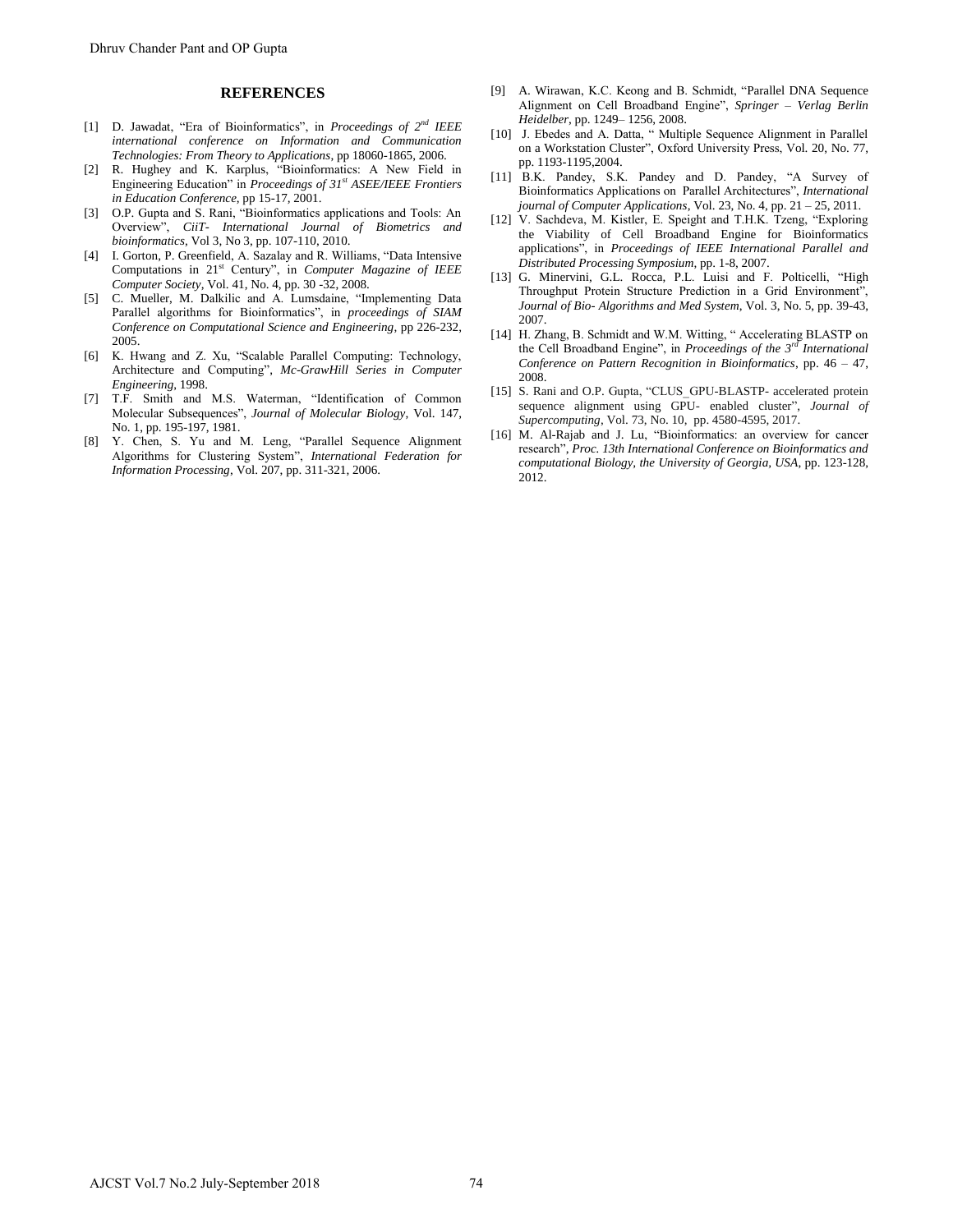## REFERENCES

[1] D. Jawadat, "Era of Bioinformatics", in *Proceedings of 2nd IEEE international conference on Information and Communication Technologies: From Theory to Applications*, pp 18060-1865, 2006.

[2] R. Hughey and K. Karplus, "Bioinformatics: A New Field in Engineering Education" in *Proceedings of 31st ASEE/IEEE Frontiers in Education Conference*, pp 15-17, 2001.

[3] O.P. Gupta and S. Rani, "Bioinformatics applications and Tools: An Overview", *CiiT- International Journal of Biometrics and bioinformatics*, Vol 3, No 3, pp. 107-110, 2010.

[4] I. Gorton, P. Greenfield, A. Sazalay and R. Williams, "Data Intensive Computations in 21st Century", in *Computer Magazine of IEEE Computer Society*, Vol. 41, No. 4, pp. 30 -32, 2008.

[5] C. Mueller, M. Dalkilic and A. Lumsdaine, "Implementing Data Parallel algorithms for Bioinformatics", in *proceedings of SIAM Conference on Computational Science and Engineering*, pp 226-232, 2005.

[6] K. Hwang and Z. Xu, "Scalable Parallel Computing: Technology, Architecture and Computing", *Mc-GrawHill Series in Computer Engineering*, 1998.

[7] T.F. Smith and M.S. Waterman, "Identification of Common Molecular Subsequences", *Journal of Molecular Biology*, Vol. 147, No. 1, pp. 195-197, 1981.

[8] Y. Chen, S. Yu and M. Leng, "Parallel Sequence Alignment Algorithms for Clustering System", *International Federation for Information Processing*, Vol. 207, pp. 311-321, 2006.

[9] A. Wirawan, K.C. Keong and B. Schmidt, "Parallel DNA Sequence Alignment on Cell Broadband Engine", *Springer – Verlag Berlin Heidelber*, pp. 1249– 1256, 2008.

[10] J. Ebedes and A. Datta, " Multiple Sequence Alignment in Parallel on a Workstation Cluster", Oxford University Press, Vol. 20, No. 77, pp. 1193-1195,2004.

[11] B.K. Pandey, S.K. Pandey and D. Pandey, "A Survey of Bioinformatics Applications on Parallel Architectures", *International journal of Computer Applications*, Vol. 23, No. 4, pp. 21 – 25, 2011.

[12] V. Sachdeva, M. Kistler, E. Speight and T.H.K. Tzeng, "Exploring the Viability of Cell Broadband Engine for Bioinformatics applications", in *Proceedings of IEEE International Parallel and Distributed Processing Symposium*, pp. 1-8, 2007.

[13] G. Minervini, G.L. Rocca, P.L. Luisi and F. Polticelli, "High Throughput Protein Structure Prediction in a Grid Environment", *Journal of Bio- Algorithms and Med System*, Vol. 3, No. 5, pp. 39-43, 2007.

[14] H. Zhang, B. Schmidt and W.M. Witting, " Accelerating BLASTP on the Cell Broadband Engine", in *Proceedings of the 3rd International Conference on Pattern Recognition in Bioinformatics*, pp. 46 – 47, 2008.

[15] S. Rani and O.P. Gupta, "CLUS_GPU-BLASTP- accelerated protein sequence alignment using GPU- enabled cluster", *Journal of Supercomputing*, Vol. 73, No. 10, pp. 4580-4595, 2017.

[16] M. Al-Rajab and J. Lu, "Bioinformatics: an overview for cancer research", *Proc. 13th International Conference on Bioinformatics and computational Biology, the University of Georgia, USA*, pp. 123-128, 2012.